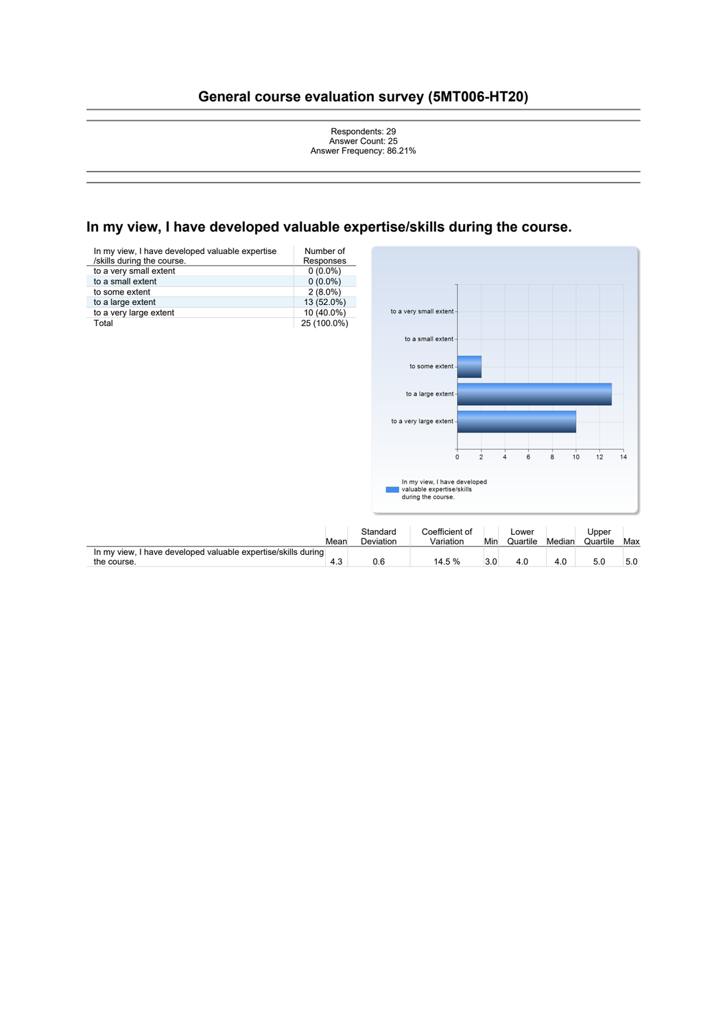# General course evaluation survey (5MT006-HT20)

Respondents: 29
Answer Count: 25
Answer Frequency: 86.21%

## In my view, I have developed valuable expertise/skills during the course.

| In my view, I have developed valuable expertise /skills during the course. | Number of Responses |
|---|---|
| to a very small extent | 0 (0.0%) |
| to a small extent | 0 (0.0%) |
| to some extent | 2 (8.0%) |
| to a large extent | 13 (52.0%) |
| to a very large extent | 10 (40.0%) |
| Total | 25 (100.0%) |

| | Mean | Standard Deviation | Coefficient of Variation | Min | Lower Quartile | Median | Upper Quartile | Max |
|---|---|---|---|---|---|---|---|---|
| In my view, I have developed valuable expertise/skills during the course. | 4.3 | 0.6 | 14.5 % | 3.0 | 4.0 | 4.0 | 5.0 | 5.0 |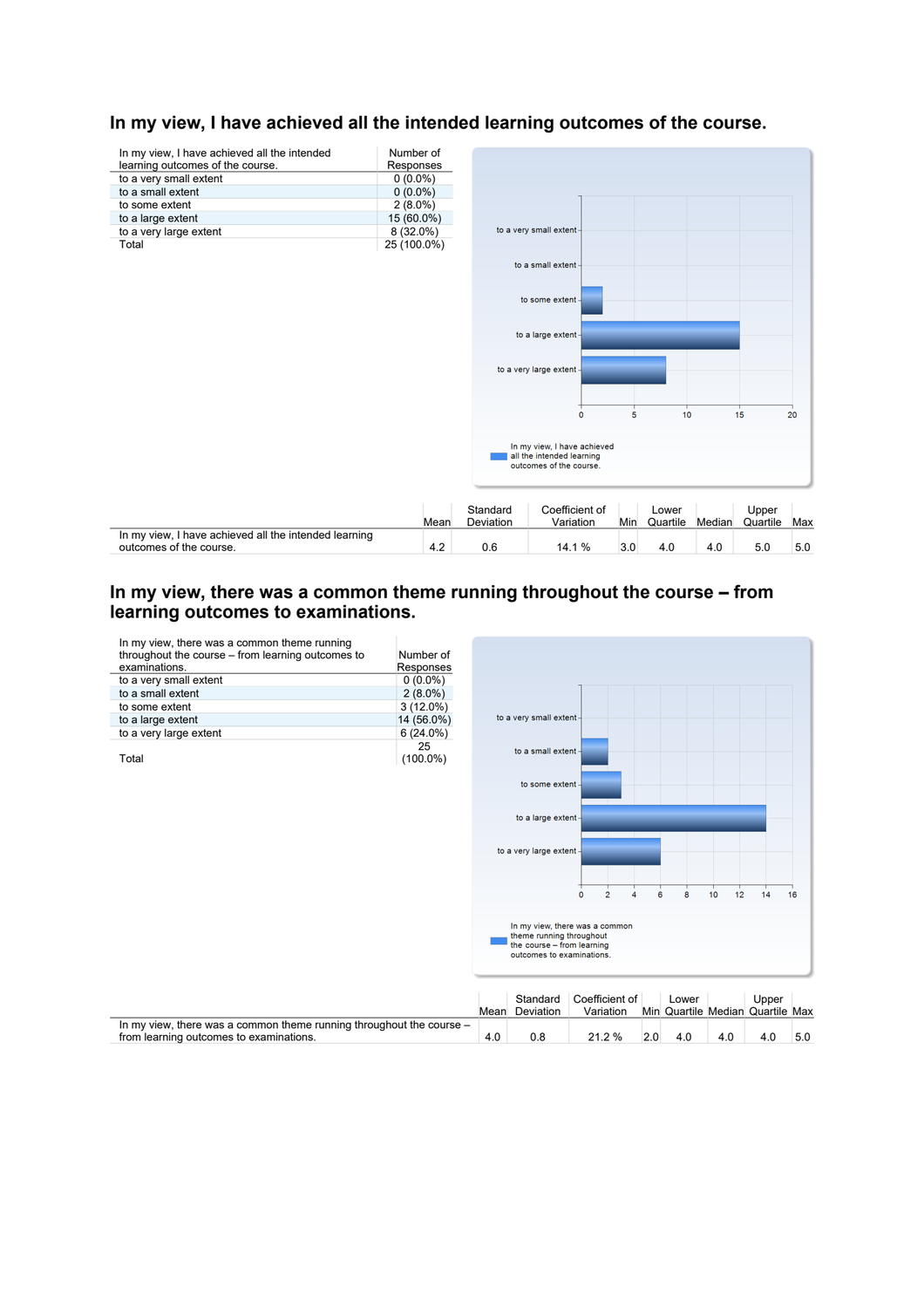## In my view, I have achieved all the intended learning outcomes of the course.

| In my view, I have achieved all the intended learning outcomes of the course. | Number of Responses |
|---|---|
| to a very small extent | 0 (0.0%) |
| to a small extent | 0 (0.0%) |
| to some extent | 2 (8.0%) |
| to a large extent | 15 (60.0%) |
| to a very large extent | 8 (32.0%) |
| Total | 25 (100.0%) |

| | Mean | Standard Deviation | Coefficient of Variation | Min | Lower Quartile | Median | Upper Quartile | Max |
|---|---|---|---|---|---|---|---|---|
| In my view, I have achieved all the intended learning outcomes of the course. | 4.2 | 0.6 | 14.1 % | 3.0 | 4.0 | 4.0 | 5.0 | 5.0 |

## In my view, there was a common theme running throughout the course – from learning outcomes to examinations.

| In my view, there was a common theme running throughout the course – from learning outcomes to examinations. | Number of Responses |
|---|---|
| to a very small extent | 0 (0.0%) |
| to a small extent | 2 (8.0%) |
| to some extent | 3 (12.0%) |
| to a large extent | 14 (56.0%) |
| to a very large extent | 6 (24.0%) |
| Total | 25 (100.0%) |

| | Mean | Standard Deviation | Coefficient of Variation | Min | Lower Quartile | Median | Upper Quartile | Max |
|---|---|---|---|---|---|---|---|---|
| In my view, there was a common theme running throughout the course – from learning outcomes to examinations. | 4.0 | 0.8 | 21.2 % | 2.0 | 4.0 | 4.0 | 4.0 | 5.0 |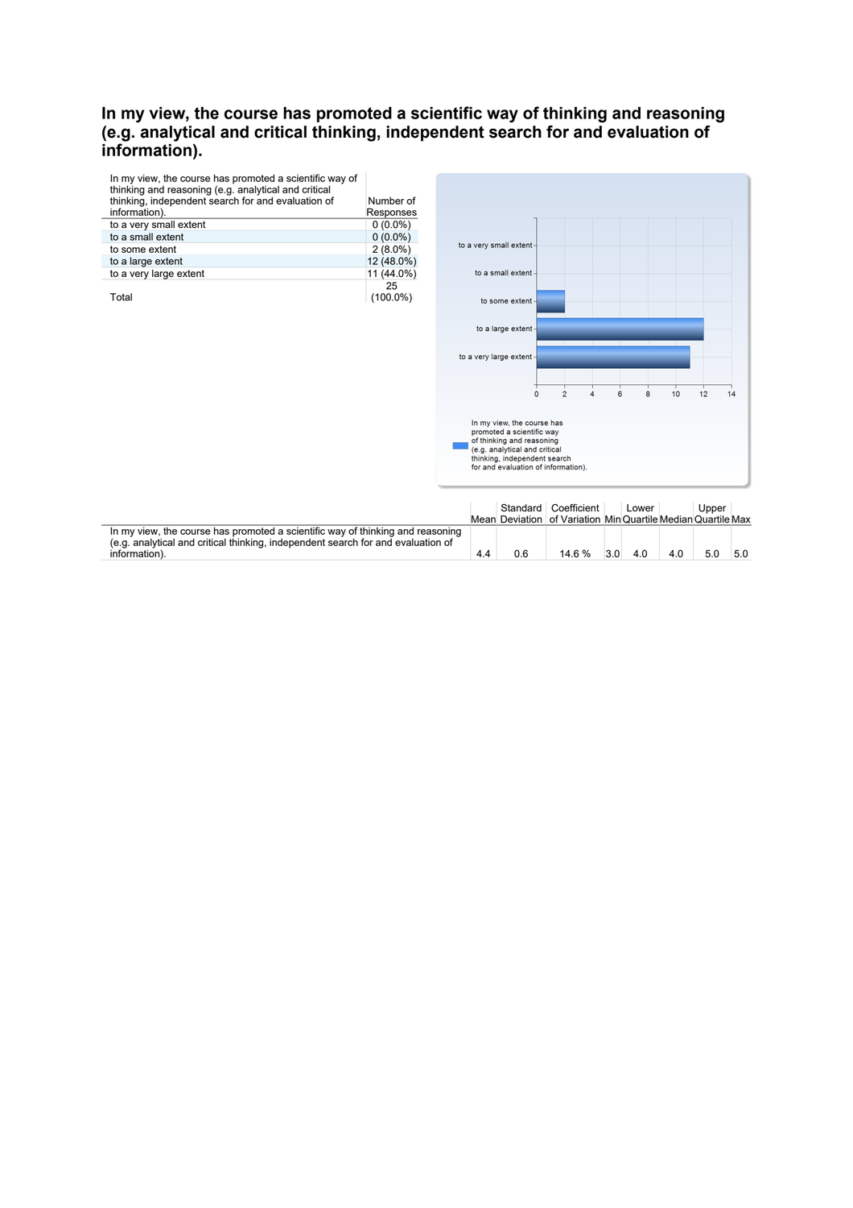## In my view, the course has promoted a scientific way of thinking and reasoning (e.g. analytical and critical thinking, independent search for and evaluation of information).

| In my view, the course has promoted a scientific way of thinking and reasoning (e.g. analytical and critical thinking, independent search for and evaluation of information). | Number of Responses |
|---|---|
| to a very small extent | 0 (0.0%) |
| to a small extent | 0 (0.0%) |
| to some extent | 2 (8.0%) |
| to a large extent | 12 (48.0%) |
| to a very large extent | 11 (44.0%) |
| Total | 25 (100.0%) |

| | Mean | Standard Deviation | Coefficient of Variation | Min | Lower Quartile | Median | Upper Quartile | Max |
|---|---|---|---|---|---|---|---|---|
| In my view, the course has promoted a scientific way of thinking and reasoning (e.g. analytical and critical thinking, independent search for and evaluation of information). | 4.4 | 0.6 | 14.6 % | 3.0 | 4.0 | 4.0 | 5.0 | 5.0 |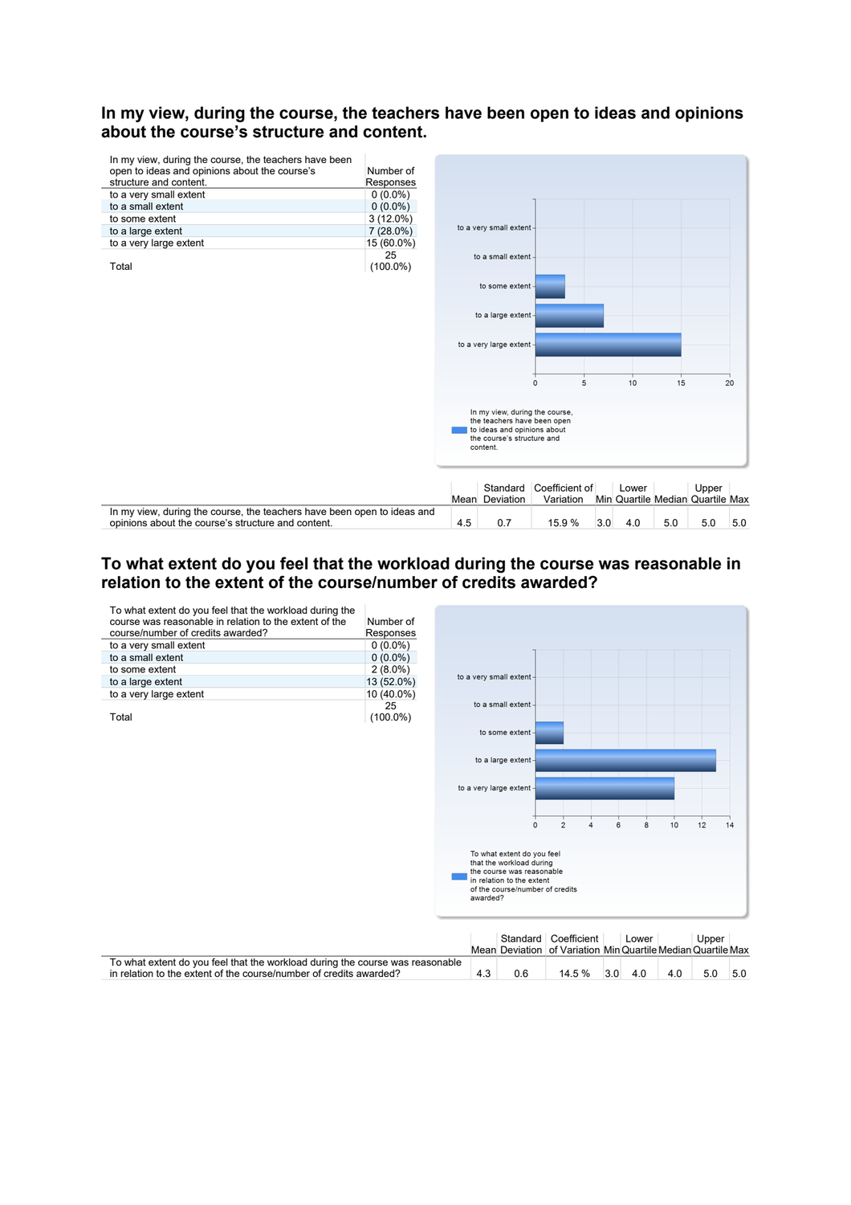## In my view, during the course, the teachers have been open to ideas and opinions about the course's structure and content.

| In my view, during the course, the teachers have been open to ideas and opinions about the course's structure and content. | Number of Responses |
|---|---|
| to a very small extent | 0 (0.0%) |
| to a small extent | 0 (0.0%) |
| to some extent | 3 (12.0%) |
| to a large extent | 7 (28.0%) |
| to a very large extent | 15 (60.0%) |
| Total | 25 (100.0%) |

| | Mean | Standard Deviation | Coefficient of Variation | Min | Lower Quartile | Median | Upper Quartile | Max |
|---|---|---|---|---|---|---|---|---|
| In my view, during the course, the teachers have been open to ideas and opinions about the course's structure and content. | 4.5 | 0.7 | 15.9 % | 3.0 | 4.0 | 5.0 | 5.0 | 5.0 |

## To what extent do you feel that the workload during the course was reasonable in relation to the extent of the course/number of credits awarded?

| To what extent do you feel that the workload during the course was reasonable in relation to the extent of the course/number of credits awarded? | Number of Responses |
|---|---|
| to a very small extent | 0 (0.0%) |
| to a small extent | 0 (0.0%) |
| to some extent | 2 (8.0%) |
| to a large extent | 13 (52.0%) |
| to a very large extent | 10 (40.0%) |
| Total | 25 (100.0%) |

| | Mean | Standard Deviation | Coefficient of Variation | Min | Lower Quartile | Median | Upper Quartile | Max |
|---|---|---|---|---|---|---|---|---|
| To what extent do you feel that the workload during the course was reasonable in relation to the extent of the course/number of credits awarded? | 4.3 | 0.6 | 14.5 % | 3.0 | 4.0 | 4.0 | 5.0 | 5.0 |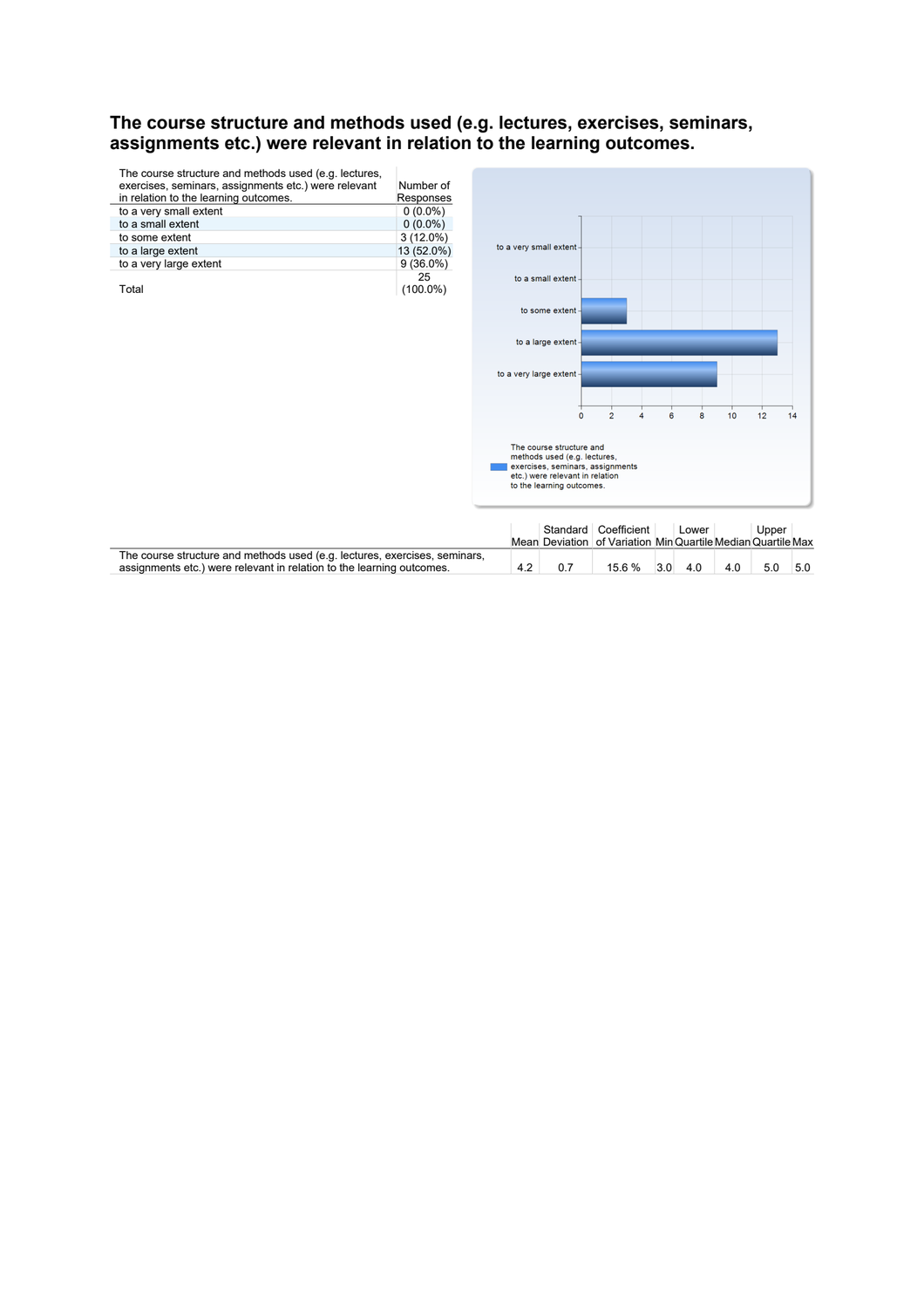## The course structure and methods used (e.g. lectures, exercises, seminars, assignments etc.) were relevant in relation to the learning outcomes.

| The course structure and methods used (e.g. lectures, exercises, seminars, assignments etc.) were relevant in relation to the learning outcomes. | Number of Responses |
|---|---|
| to a very small extent | 0 (0.0%) |
| to a small extent | 0 (0.0%) |
| to some extent | 3 (12.0%) |
| to a large extent | 13 (52.0%) |
| to a very large extent | 9 (36.0%) |
| Total | 25 (100.0%) |

| | Mean | Standard Deviation | Coefficient of Variation | Min | Lower Quartile | Median | Upper Quartile | Max |
|---|---|---|---|---|---|---|---|---|
| The course structure and methods used (e.g. lectures, exercises, seminars, assignments etc.) were relevant in relation to the learning outcomes. | 4.2 | 0.7 | 15.6 % | 3.0 | 4.0 | 4.0 | 5.0 | 5.0 |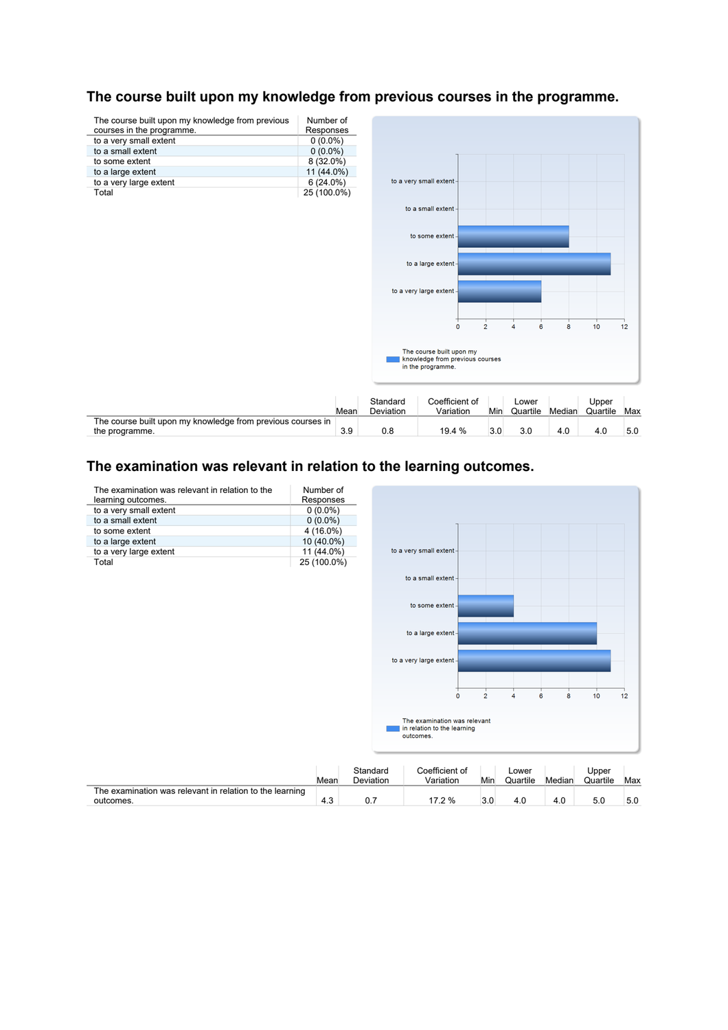## The course built upon my knowledge from previous courses in the programme.

| The course built upon my knowledge from previous courses in the programme. | Number of Responses |
|---|---|
| to a very small extent | 0 (0.0%) |
| to a small extent | 0 (0.0%) |
| to some extent | 8 (32.0%) |
| to a large extent | 11 (44.0%) |
| to a very large extent | 6 (24.0%) |
| Total | 25 (100.0%) |

|  | Mean | Standard Deviation | Coefficient of Variation | Min | Lower Quartile | Median | Upper Quartile | Max |
|---|---|---|---|---|---|---|---|---|
| The course built upon my knowledge from previous courses in the programme. | 3.9 | 0.8 | 19.4 % | 3.0 | 3.0 | 4.0 | 4.0 | 5.0 |

## The examination was relevant in relation to the learning outcomes.

| The examination was relevant in relation to the learning outcomes. | Number of Responses |
|---|---|
| to a very small extent | 0 (0.0%) |
| to a small extent | 0 (0.0%) |
| to some extent | 4 (16.0%) |
| to a large extent | 10 (40.0%) |
| to a very large extent | 11 (44.0%) |
| Total | 25 (100.0%) |

|  | Mean | Standard Deviation | Coefficient of Variation | Min | Lower Quartile | Median | Upper Quartile | Max |
|---|---|---|---|---|---|---|---|---|
| The examination was relevant in relation to the learning outcomes. | 4.3 | 0.7 | 17.2 % | 3.0 | 4.0 | 4.0 | 5.0 | 5.0 |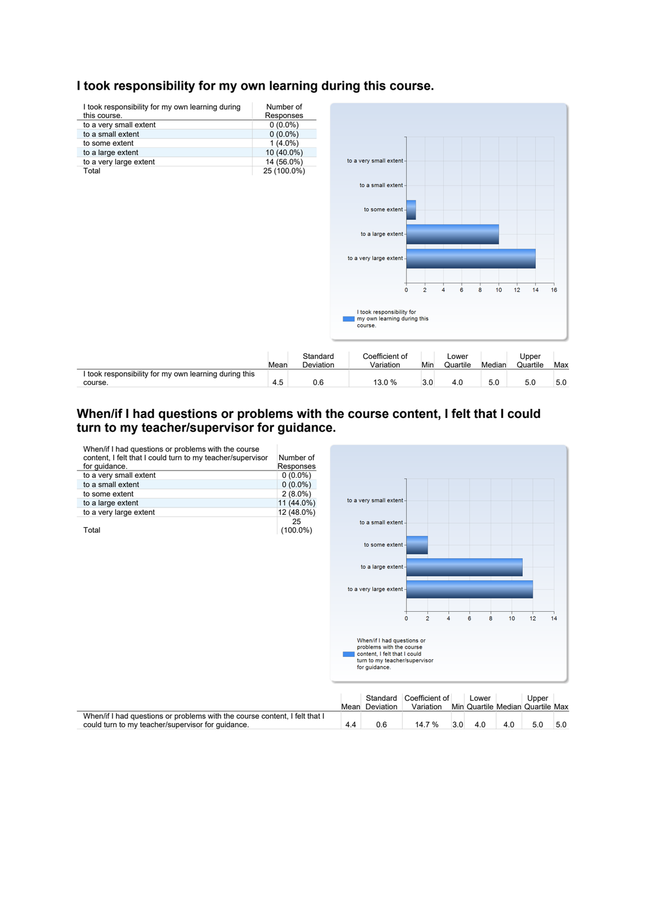## I took responsibility for my own learning during this course.

| I took responsibility for my own learning during this course. | Number of Responses |
|---|---|
| to a very small extent | 0 (0.0%) |
| to a small extent | 0 (0.0%) |
| to some extent | 1 (4.0%) |
| to a large extent | 10 (40.0%) |
| to a very large extent | 14 (56.0%) |
| Total | 25 (100.0%) |

|  | Mean | Standard Deviation | Coefficient of Variation | Min | Lower Quartile | Median | Upper Quartile | Max |
|---|---|---|---|---|---|---|---|---|
| I took responsibility for my own learning during this course. | 4.5 | 0.6 | 13.0 % | 3.0 | 4.0 | 5.0 | 5.0 | 5.0 |

## When/if I had questions or problems with the course content, I felt that I could turn to my teacher/supervisor for guidance.

| When/if I had questions or problems with the course content, I felt that I could turn to my teacher/supervisor for guidance. | Number of Responses |
|---|---|
| to a very small extent | 0 (0.0%) |
| to a small extent | 0 (0.0%) |
| to some extent | 2 (8.0%) |
| to a large extent | 11 (44.0%) |
| to a very large extent | 12 (48.0%) |
| Total | 25 (100.0%) |

|  | Mean | Standard Deviation | Coefficient of Variation | Min | Lower Quartile | Median | Upper Quartile | Max |
|---|---|---|---|---|---|---|---|---|
| When/if I had questions or problems with the course content, I felt that I could turn to my teacher/supervisor for guidance. | 4.4 | 0.6 | 14.7 % | 3.0 | 4.0 | 4.0 | 5.0 | 5.0 |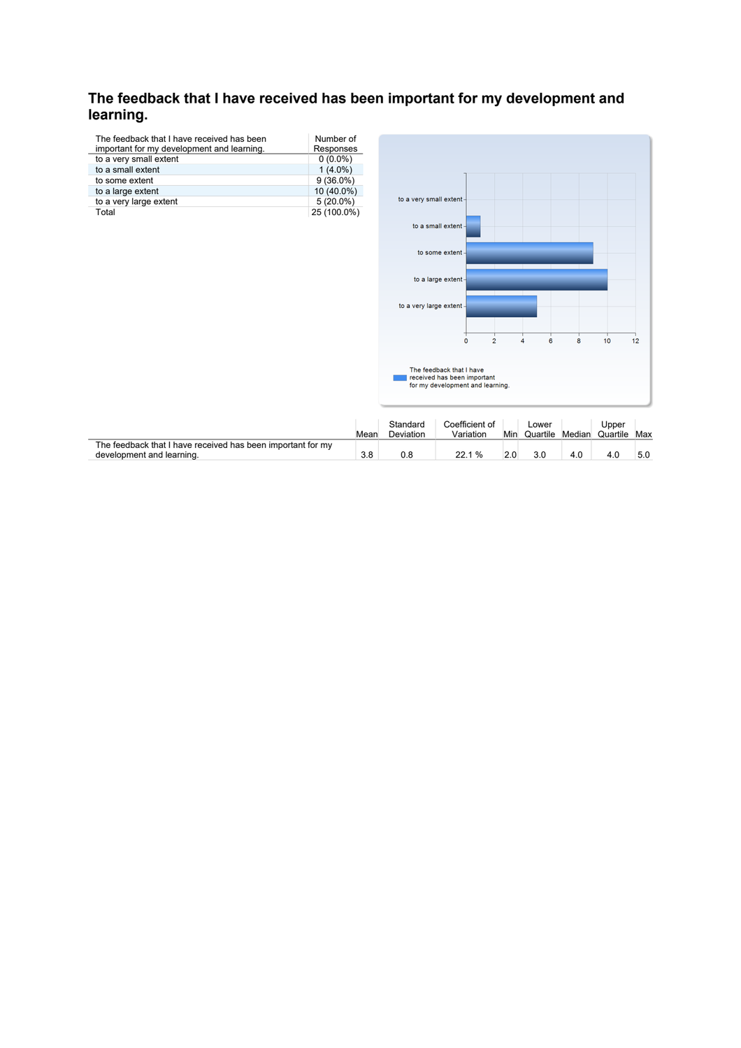## The feedback that I have received has been important for my development and learning.

| The feedback that I have received has been important for my development and learning. | Number of Responses |
|---|---|
| to a very small extent | 0 (0.0%) |
| to a small extent | 1 (4.0%) |
| to some extent | 9 (36.0%) |
| to a large extent | 10 (40.0%) |
| to a very large extent | 5 (20.0%) |
| Total | 25 (100.0%) |

| | Mean | Standard Deviation | Coefficient of Variation | Min | Lower Quartile | Median | Upper Quartile | Max |
|---|---|---|---|---|---|---|---|---|
| The feedback that I have received has been important for my development and learning. | 3.8 | 0.8 | 22.1 % | 2.0 | 3.0 | 4.0 | 4.0 | 5.0 |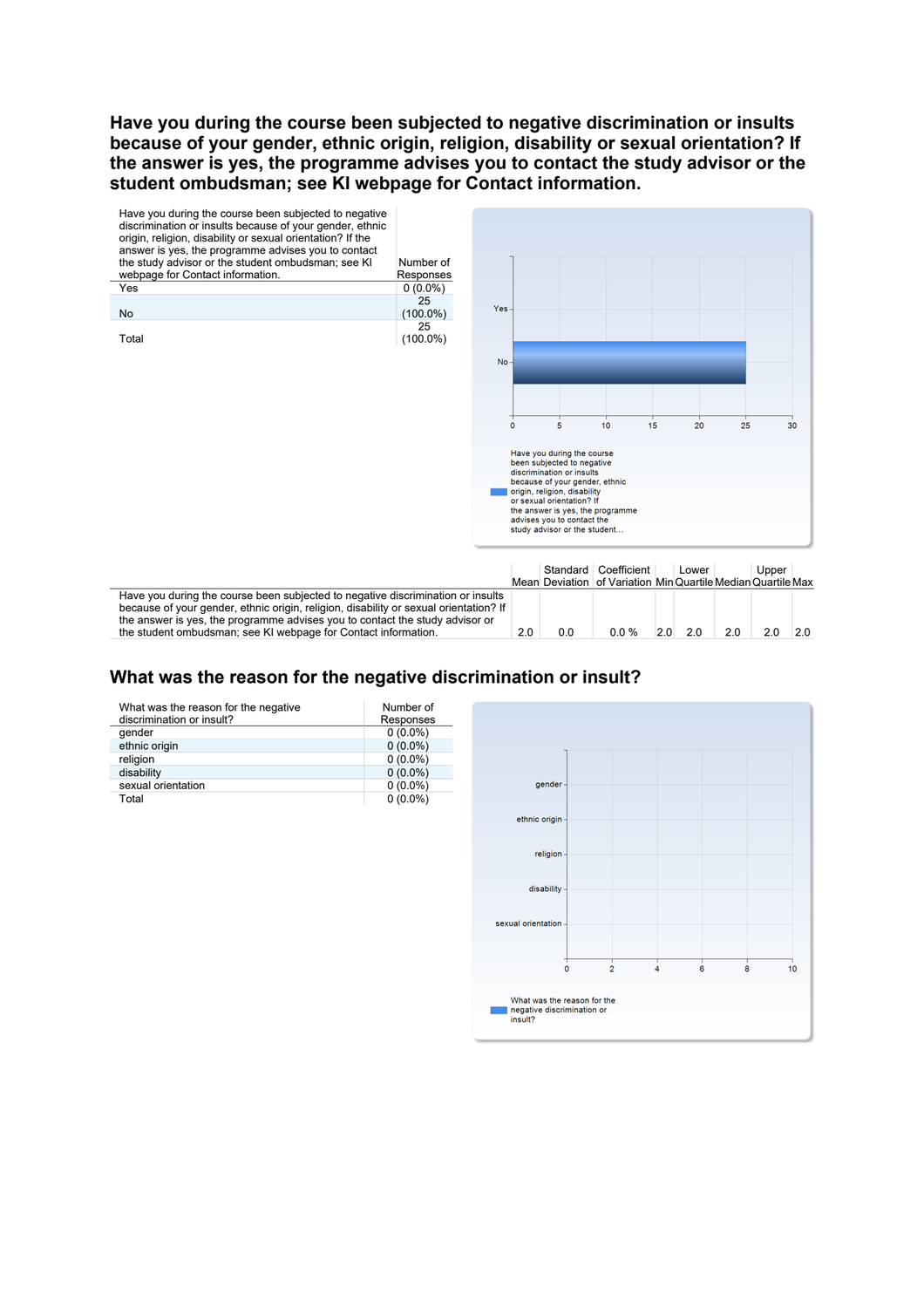## Have you during the course been subjected to negative discrimination or insults because of your gender, ethnic origin, religion, disability or sexual orientation? If the answer is yes, the programme advises you to contact the study advisor or the student ombudsman; see KI webpage for Contact information.

| Have you during the course been subjected to negative discrimination or insults because of your gender, ethnic origin, religion, disability or sexual orientation? If the answer is yes, the programme advises you to contact the study advisor or the student ombudsman; see KI webpage for Contact information. | Number of Responses |
|---|---|
| Yes | 0 (0.0%) |
| No | 25 (100.0%) |
| Total | 25 (100.0%) |

| | Mean | Standard Deviation | Coefficient of Variation | Min | Lower Quartile | Median | Upper Quartile | Max |
|---|---|---|---|---|---|---|---|---|
| Have you during the course been subjected to negative discrimination or insults because of your gender, ethnic origin, religion, disability or sexual orientation? If the answer is yes, the programme advises you to contact the study advisor or the student ombudsman; see KI webpage for Contact information. | 2.0 | 0.0 | 0.0 % | 2.0 | 2.0 | 2.0 | 2.0 | 2.0 |

## What was the reason for the negative discrimination or insult?

| What was the reason for the negative discrimination or insult? | Number of Responses |
|---|---|
| gender | 0 (0.0%) |
| ethnic origin | 0 (0.0%) |
| religion | 0 (0.0%) |
| disability | 0 (0.0%) |
| sexual orientation | 0 (0.0%) |
| Total | 0 (0.0%) |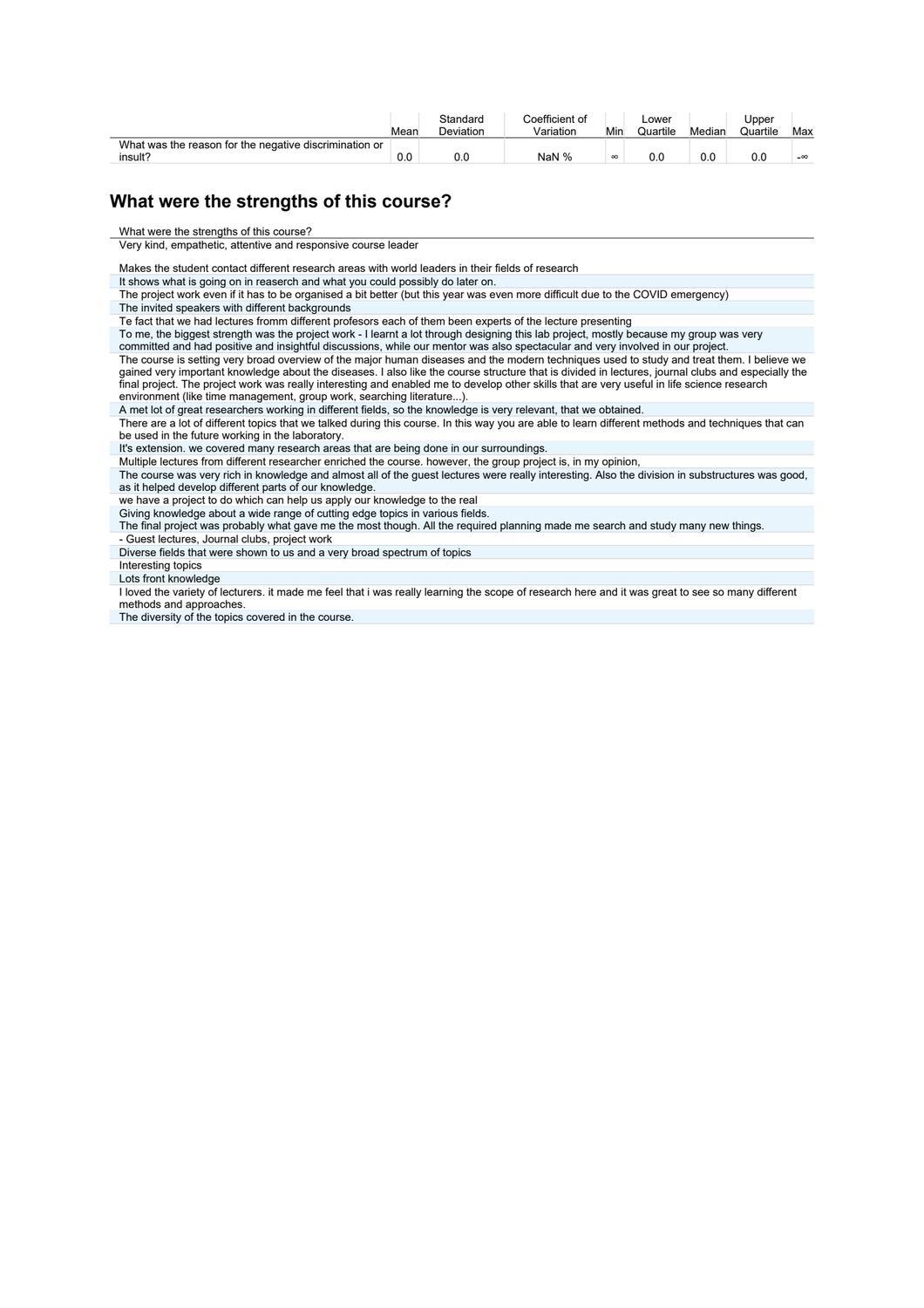| | Mean | Standard Deviation | Coefficient of Variation | Min | Lower Quartile | Median | Upper Quartile | Max |
|---|---|---|---|---|---|---|---|---|
| What was the reason for the negative discrimination or insult? | 0.0 | 0.0 | NaN % | ∞ | 0.0 | 0.0 | 0.0 | -∞ |

## What were the strengths of this course?

| What were the strengths of this course? |
|---|
| Very kind, empathetic, attentive and responsive course leader |
| Makes the student contact different research areas with world leaders in their fields of research |
| It shows what is going on in reaserch and what you could possibly do later on. |
| The project work even if it has to be organised a bit better (but this year was even more difficult due to the COVID emergency) |
| The invited speakers with different backgrounds |
| Te fact that we had lectures fromm different profesors each of them been experts of the lecture presenting |
| To me, the biggest strength was the project work - I learnt a lot through designing this lab project, mostly because my group was very committed and had positive and insightful discussions, while our mentor was also spectacular and very involved in our project. |
| The course is setting very broad overview of the major human diseases and the modern techniques used to study and treat them. I believe we gained very important knowledge about the diseases. I also like the course structure that is divided in lectures, journal clubs and especially the final project. The project work was really interesting and enabled me to develop other skills that are very useful in life science research environment (like time management, group work, searching literature...). |
| A met lot of great researchers working in different fields, so the knowledge is very relevant, that we obtained. |
| There are a lot of different topics that we talked during this course. In this way you are able to learn different methods and techniques that can be used in the future working in the laboratory. |
| It's extension. we covered many research areas that are being done in our surroundings. |
| Multiple lectures from different researcher enriched the course. however, the group project is, in my opinion, |
| The course was very rich in knowledge and almost all of the guest lectures were really interesting. Also the division in substructures was good, as it helped develop different parts of our knowledge. |
| we have a project to do which can help us apply our knowledge to the real |
| Giving knowledge about a wide range of cutting edge topics in various fields. |
| The final project was probably what gave me the most though. All the required planning made me search and study many new things. |
| - Guest lectures, Journal clubs, project work |
| Diverse fields that were shown to us and a very broad spectrum of topics |
| Interesting topics |
| Lots front knowledge |
| I loved the variety of lecturers. it made me feel that i was really learning the scope of research here and it was great to see so many different methods and approaches. |
| The diversity of the topics covered in the course. |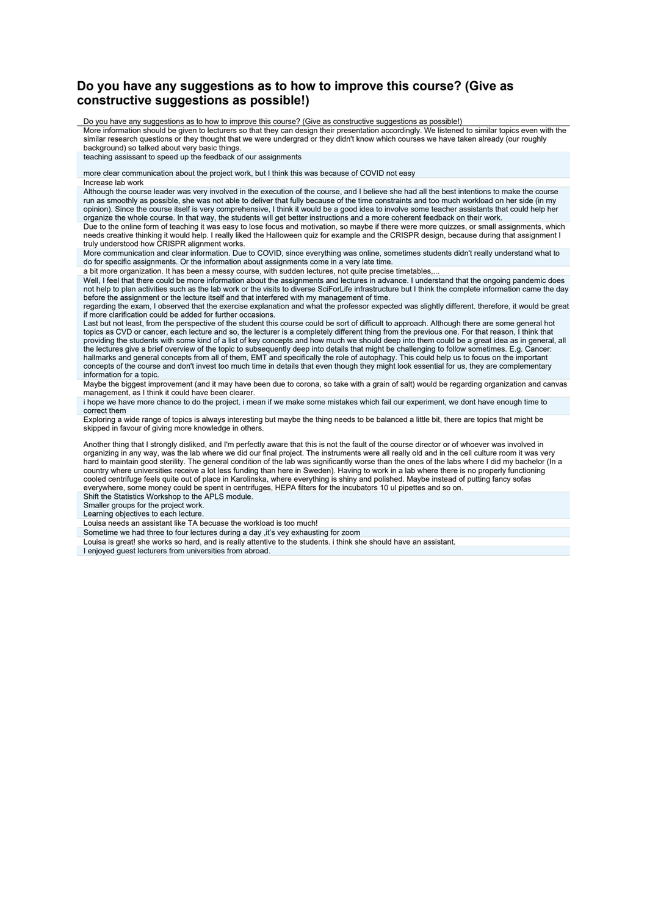## Do you have any suggestions as to how to improve this course? (Give as constructive suggestions as possible!)

| Do you have any suggestions as to how to improve this course? (Give as constructive suggestions as possible!) |
|---|
| More information should be given to lecturers so that they can design their presentation accordingly. We listened to similar topics even with the similar research questions or they thought that we were undergrad or they didn't know which courses we have taken already (our roughly background) so talked about very basic things. |
| teaching assissant to speed up the feedback of our assignments<br><br>more clear communication about the project work, but I think this was because of COVID not easy |
| Increase lab work |
| Although the course leader was very involved in the execution of the course, and I believe she had all the best intentions to make the course run as smoothly as possible, she was not able to deliver that fully because of the time constraints and too much workload on her side (in my opinion). Since the course itself is very comprehensive, I think it would be a good idea to involve some teacher assistants that could help her organize the whole course. In that way, the students will get better instructions and a more coherent feedback on their work. |
| Due to the online form of teaching it was easy to lose focus and motivation, so maybe if there were more quizzes, or small assignments, which needs creative thinking it would help. I really liked the Halloween quiz for example and the CRISPR design, because during that assignment I truly understood how CRISPR alignment works. |
| More communication and clear information. Due to COVID, since everything was online, sometimes students didn't really understand what to do for specific assignments. Or the information about assignments come in a very late time. |
| a bit more organization. It has been a messy course, with sudden lectures, not quite precise timetables,... |
| Well, I feel that there could be more information about the assignments and lectures in advance. I understand that the ongoing pandemic does not help to plan activities such as the lab work or the visits to diverse SciForLife infrastructure but I think the complete information came the day before the assignment or the lecture itself and that interfered with my management of time.<br>regarding the exam, I observed that the exercise explanation and what the professor expected was slightly different. therefore, it would be great if more clarification could be added for further occasions.<br>Last but not least, from the perspective of the student this course could be sort of difficult to approach. Although there are some general hot topics as CVD or cancer, each lecture and so, the lecturer is a completely different thing from the previous one. For that reason, I think that providing the students with some kind of a list of key concepts and how much we should deep into them could be a great idea as in general, all the lectures give a brief overview of the topic to subsequently deep into details that might be challenging to follow sometimes. E.g. Cancer: hallmarks and general concepts from all of them, EMT and specifically the role of autophagy. This could help us to focus on the important concepts of the course and don't invest too much time in details that even though they might look essential for us, they are complementary information for a topic. |
| Maybe the biggest improvement (and it may have been due to corona, so take with a grain of salt) would be regarding organization and canvas management, as I think it could have been clearer. |
| i hope we have more chance to do the project. i mean if we make some mistakes which fail our experiment, we dont have enough time to correct them |
| Exploring a wide range of topics is always interesting but maybe the thing needs to be balanced a little bit, there are topics that might be skipped in favour of giving more knowledge in others.<br><br>Another thing that I strongly disliked, and I'm perfectly aware that this is not the fault of the course director or of whoever was involved in organizing in any way, was the lab where we did our final project. The instruments were all really old and in the cell culture room it was very hard to maintain good sterility. The general condition of the lab was significantly worse than the ones of the labs where I did my bachelor (In a country where universities receive a lot less funding than here in Sweden). Having to work in a lab where there is no properly functioning cooled centrifuge feels quite out of place in Karolinska, where everything is shiny and polished. Maybe instead of putting fancy sofas everywhere, some money could be spent in centrifuges, HEPA filters for the incubators 10 ul pipettes and so on. |
| Shift the Statistics Workshop to the APLS module.<br>Smaller groups for the project work.<br>Learning objectives to each lecture. |
| Louisa needs an assistant like TA becuase the workload is too much! |
| Sometime we had three to four lectures during a day ,it's vey exhausting for zoom |
| Louisa is great! she works so hard, and is really attentive to the students. i think she should have an assistant. |
| I enjoyed guest lecturers from universities from abroad. |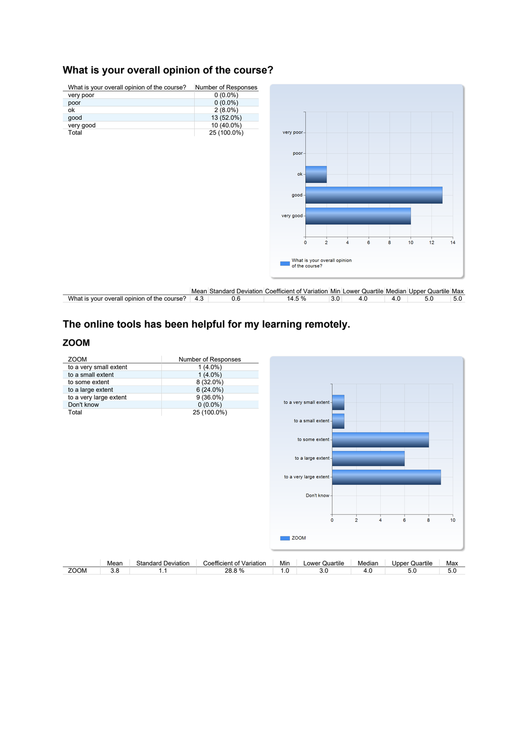## What is your overall opinion of the course?

| What is your overall opinion of the course? | Number of Responses |
|---|---|
| very poor | 0 (0.0%) |
| poor | 0 (0.0%) |
| ok | 2 (8.0%) |
| good | 13 (52.0%) |
| very good | 10 (40.0%) |
| Total | 25 (100.0%) |

| | Mean | Standard Deviation | Coefficient of Variation | Min | Lower Quartile | Median | Upper Quartile | Max |
|---|---|---|---|---|---|---|---|---|
| What is your overall opinion of the course? | 4.3 | 0.6 | 14.5 % | 3.0 | 4.0 | 4.0 | 5.0 | 5.0 |

## The online tools has been helpful for my learning remotely.

### ZOOM

| ZOOM | Number of Responses |
|---|---|
| to a very small extent | 1 (4.0%) |
| to a small extent | 1 (4.0%) |
| to some extent | 8 (32.0%) |
| to a large extent | 6 (24.0%) |
| to a very large extent | 9 (36.0%) |
| Don't know | 0 (0.0%) |
| Total | 25 (100.0%) |

| | Mean | Standard Deviation | Coefficient of Variation | Min | Lower Quartile | Median | Upper Quartile | Max |
|---|---|---|---|---|---|---|---|---|
| ZOOM | 3.8 | 1.1 | 28.8 % | 1.0 | 3.0 | 4.0 | 5.0 | 5.0 |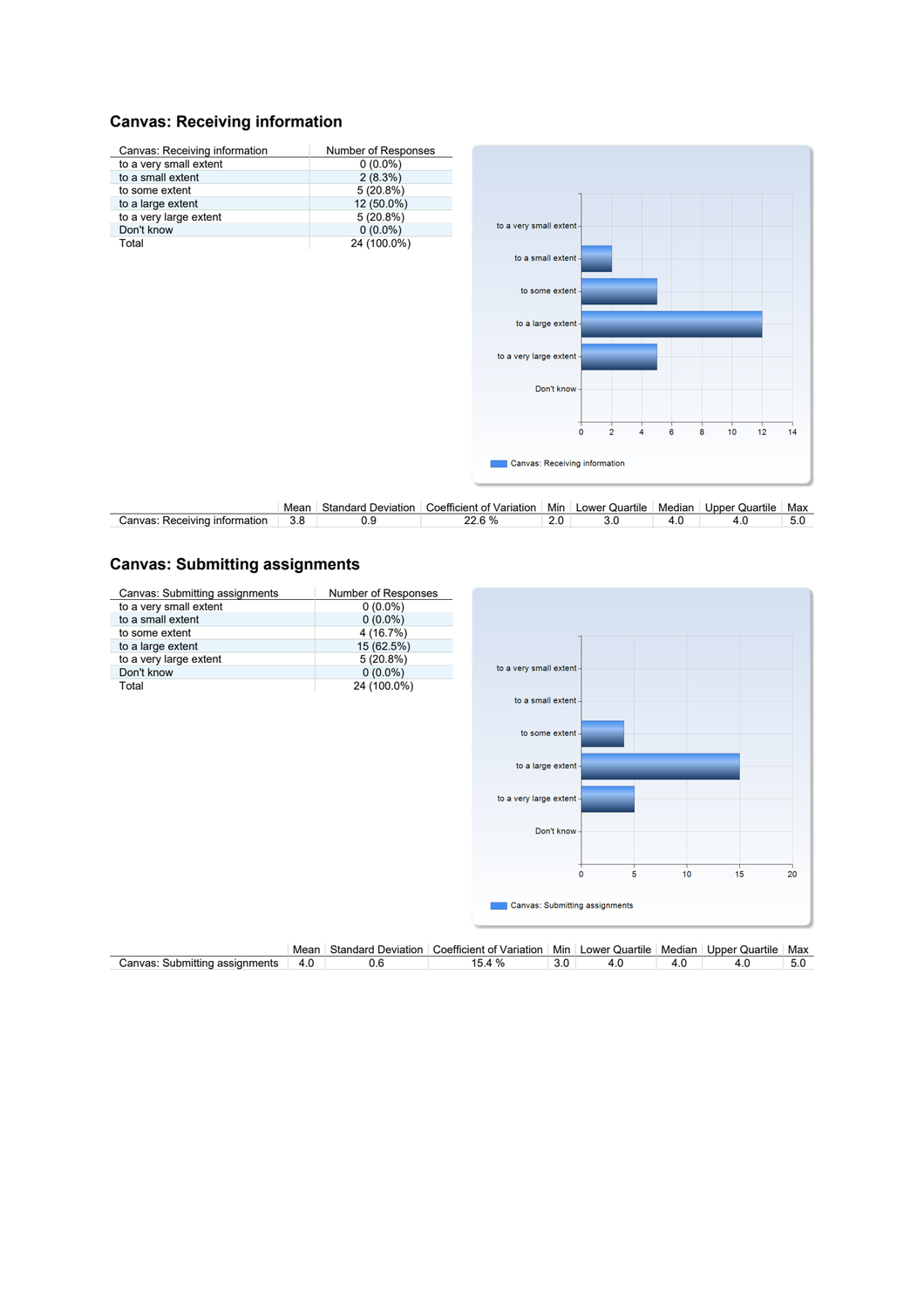## Canvas: Receiving information

| Canvas: Receiving information | Number of Responses |
|---|---|
| to a very small extent | 0 (0.0%) |
| to a small extent | 2 (8.3%) |
| to some extent | 5 (20.8%) |
| to a large extent | 12 (50.0%) |
| to a very large extent | 5 (20.8%) |
| Don't know | 0 (0.0%) |
| Total | 24 (100.0%) |

| | Mean | Standard Deviation | Coefficient of Variation | Min | Lower Quartile | Median | Upper Quartile | Max |
|---|---|---|---|---|---|---|---|---|
| Canvas: Receiving information | 3.8 | 0.9 | 22.6 % | 2.0 | 3.0 | 4.0 | 4.0 | 5.0 |

## Canvas: Submitting assignments

| Canvas: Submitting assignments | Number of Responses |
|---|---|
| to a very small extent | 0 (0.0%) |
| to a small extent | 0 (0.0%) |
| to some extent | 4 (16.7%) |
| to a large extent | 15 (62.5%) |
| to a very large extent | 5 (20.8%) |
| Don't know | 0 (0.0%) |
| Total | 24 (100.0%) |

| | Mean | Standard Deviation | Coefficient of Variation | Min | Lower Quartile | Median | Upper Quartile | Max |
|---|---|---|---|---|---|---|---|---|
| Canvas: Submitting assignments | 4.0 | 0.6 | 15.4 % | 3.0 | 4.0 | 4.0 | 4.0 | 5.0 |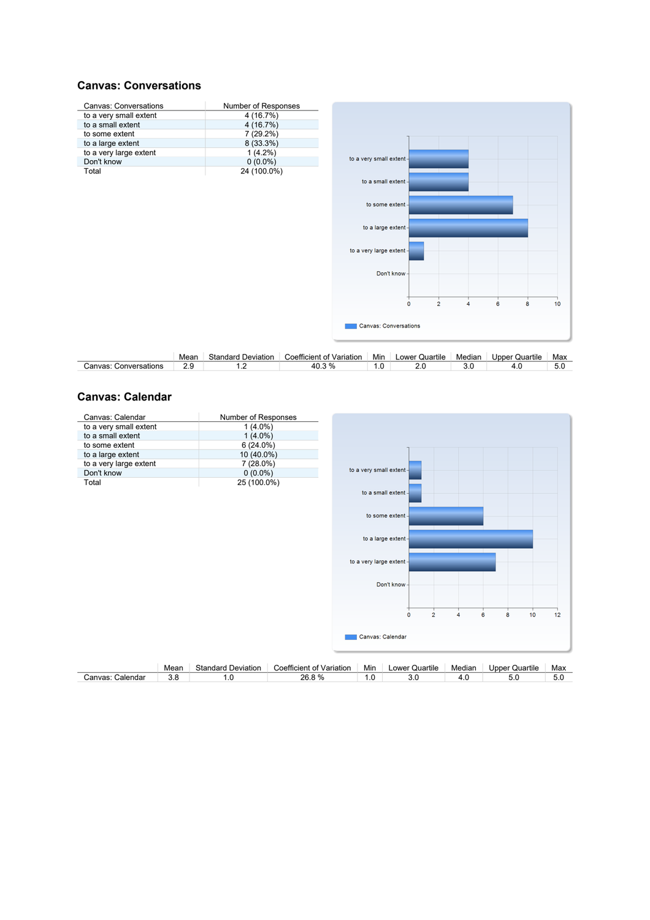## Canvas: Conversations

| Canvas: Conversations | Number of Responses |
|---|---|
| to a very small extent | 4 (16.7%) |
| to a small extent | 4 (16.7%) |
| to some extent | 7 (29.2%) |
| to a large extent | 8 (33.3%) |
| to a very large extent | 1 (4.2%) |
| Don't know | 0 (0.0%) |
| Total | 24 (100.0%) |

| | Mean | Standard Deviation | Coefficient of Variation | Min | Lower Quartile | Median | Upper Quartile | Max |
|---|---|---|---|---|---|---|---|---|
| Canvas: Conversations | 2.9 | 1.2 | 40.3 % | 1.0 | 2.0 | 3.0 | 4.0 | 5.0 |

## Canvas: Calendar

| Canvas: Calendar | Number of Responses |
|---|---|
| to a very small extent | 1 (4.0%) |
| to a small extent | 1 (4.0%) |
| to some extent | 6 (24.0%) |
| to a large extent | 10 (40.0%) |
| to a very large extent | 7 (28.0%) |
| Don't know | 0 (0.0%) |
| Total | 25 (100.0%) |

| | Mean | Standard Deviation | Coefficient of Variation | Min | Lower Quartile | Median | Upper Quartile | Max |
|---|---|---|---|---|---|---|---|---|
| Canvas: Calendar | 3.8 | 1.0 | 26.8 % | 1.0 | 3.0 | 4.0 | 5.0 | 5.0 |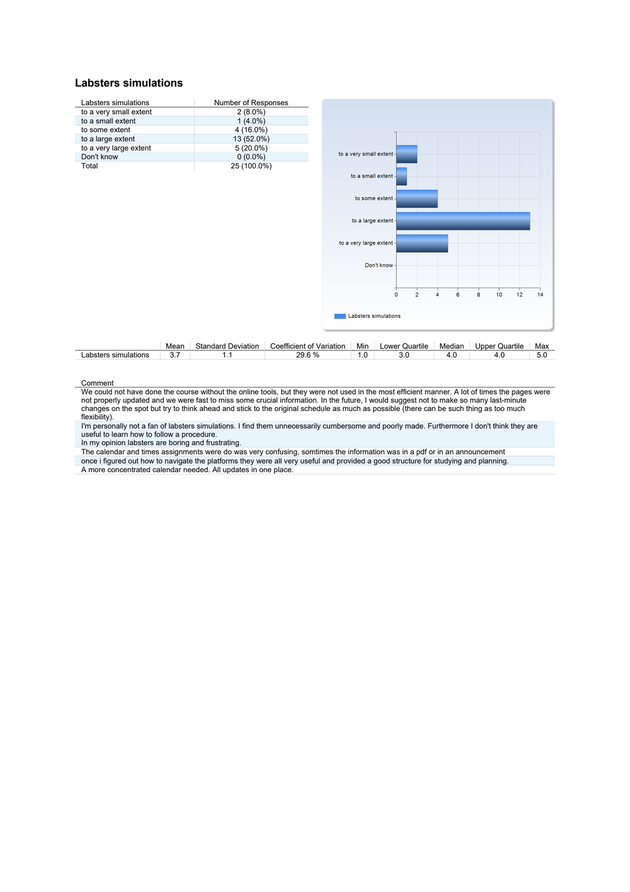## Labsters simulations

| Labsters simulations | Number of Responses |
|---|---|
| to a very small extent | 2 (8.0%) |
| to a small extent | 1 (4.0%) |
| to some extent | 4 (16.0%) |
| to a large extent | 13 (52.0%) |
| to a very large extent | 5 (20.0%) |
| Don't know | 0 (0.0%) |
| Total | 25 (100.0%) |

| | Mean | Standard Deviation | Coefficient of Variation | Min | Lower Quartile | Median | Upper Quartile | Max |
|---|---|---|---|---|---|---|---|---|
| Labsters simulations | 3.7 | 1.1 | 29.6 % | 1.0 | 3.0 | 4.0 | 4.0 | 5.0 |

| Comment |
|---|
| We could not have done the course without the online tools, but they were not used in the most efficient manner. A lot of times the pages were not properly updated and we were fast to miss some crucial information. In the future, I would suggest not to make so many last-minute changes on the spot but try to think ahead and stick to the original schedule as much as possible (there can be such thing as too much flexibility). |
| I'm personally not a fan of labsters simulations. I find them unnecessarily cumbersome and poorly made. Furthermore I don't think they are useful to learn how to follow a procedure. In my opinion labsters are boring and frustrating. |
| The calendar and times assignments were do was very confusing, somtimes the information was in a pdf or in an announcement |
| once i figured out how to navigate the platforms they were all very useful and provided a good structure for studying and planning. |
| A more concentrated calendar needed. All updates in one place. |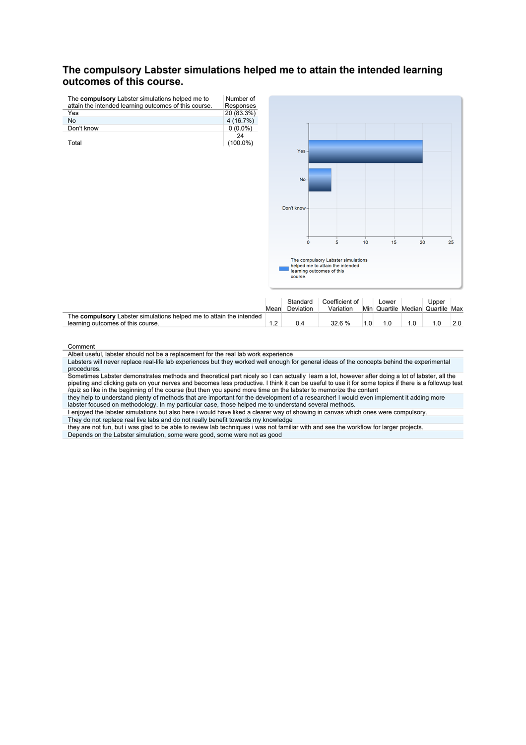# The compulsory Labster simulations helped me to attain the intended learning outcomes of this course.

| The **compulsory** Labster simulations helped me to attain the intended learning outcomes of this course. | Number of Responses |
|---|---|
| Yes | 20 (83.3%) |
| No | 4 (16.7%) |
| Don't know | 0 (0.0%) |
| Total | 24 (100.0%) |

| | Mean | Standard Deviation | Coefficient of Variation | Min | Lower Quartile | Median | Upper Quartile | Max |
|---|---|---|---|---|---|---|---|---|
| The **compulsory** Labster simulations helped me to attain the intended learning outcomes of this course. | 1.2 | 0.4 | 32.6 % | 1.0 | 1.0 | 1.0 | 1.0 | 2.0 |

| Comment |
|---|
| Albeit useful, labster should not be a replacement for the real lab work experience |
| Labsters will never replace real-life lab experiences but they worked well enough for general ideas of the concepts behind the experimental procedures. |
| Sometimes Labster demonstrates methods and theoretical part nicely so I can actually learn a lot, however after doing a lot of labster, all the pipeting and clicking gets on your nerves and becomes less productive. I think it can be useful to use it for some topics if there is a followup test /quiz so like in the beginning of the course (but then you spend more time on the labster to memorize the content |
| they help to understand plenty of methods that are important for the development of a researcher! I would even implement it adding more labster focused on methodology. In my particular case, those helped me to understand several methods. |
| I enjoyed the labster simulations but also here i would have liked a clearer way of showing in canvas which ones were compulsory. |
| They do not replace real live labs and do not really benefit towards my knowledge |
| they are not fun, but i was glad to be able to review lab techniques i was not familiar with and see the workflow for larger projects. |
| Depends on the Labster simulation, some were good, some were not as good |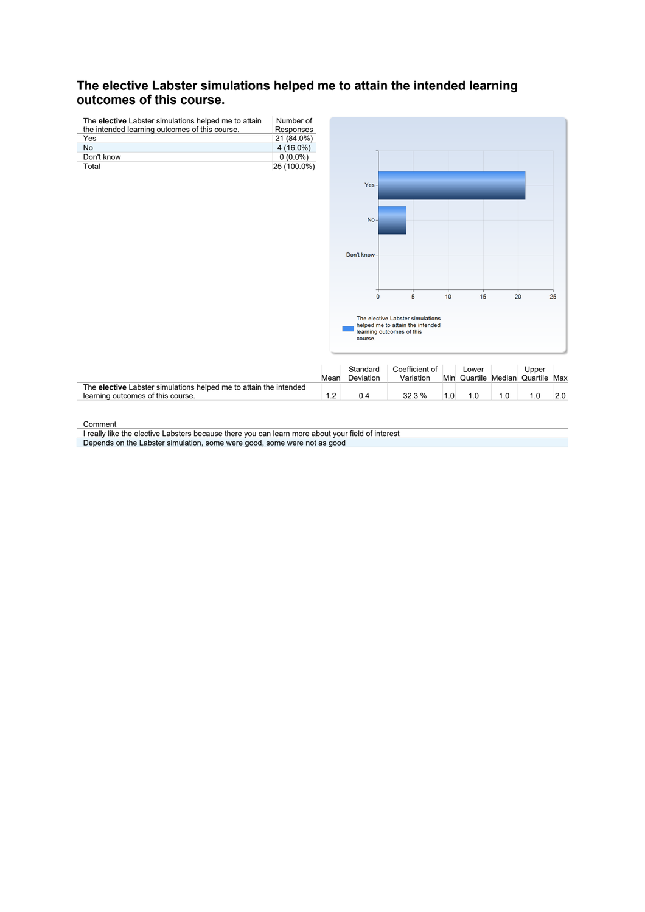## The elective Labster simulations helped me to attain the intended learning outcomes of this course.

| The **elective** Labster simulations helped me to attain the intended learning outcomes of this course. | Number of Responses |
|---|---|
| Yes | 21 (84.0%) |
| No | 4 (16.0%) |
| Don't know | 0 (0.0%) |
| Total | 25 (100.0%) |

| | Mean | Standard Deviation | Coefficient of Variation | Min | Lower Quartile | Median | Upper Quartile | Max |
|---|---|---|---|---|---|---|---|---|
| The **elective** Labster simulations helped me to attain the intended learning outcomes of this course. | 1.2 | 0.4 | 32.3 % | 1.0 | 1.0 | 1.0 | 1.0 | 2.0 |

| Comment |
|---|
| I really like the elective Labsters because there you can learn more about your field of interest |
| Depends on the Labster simulation, some were good, some were not as good |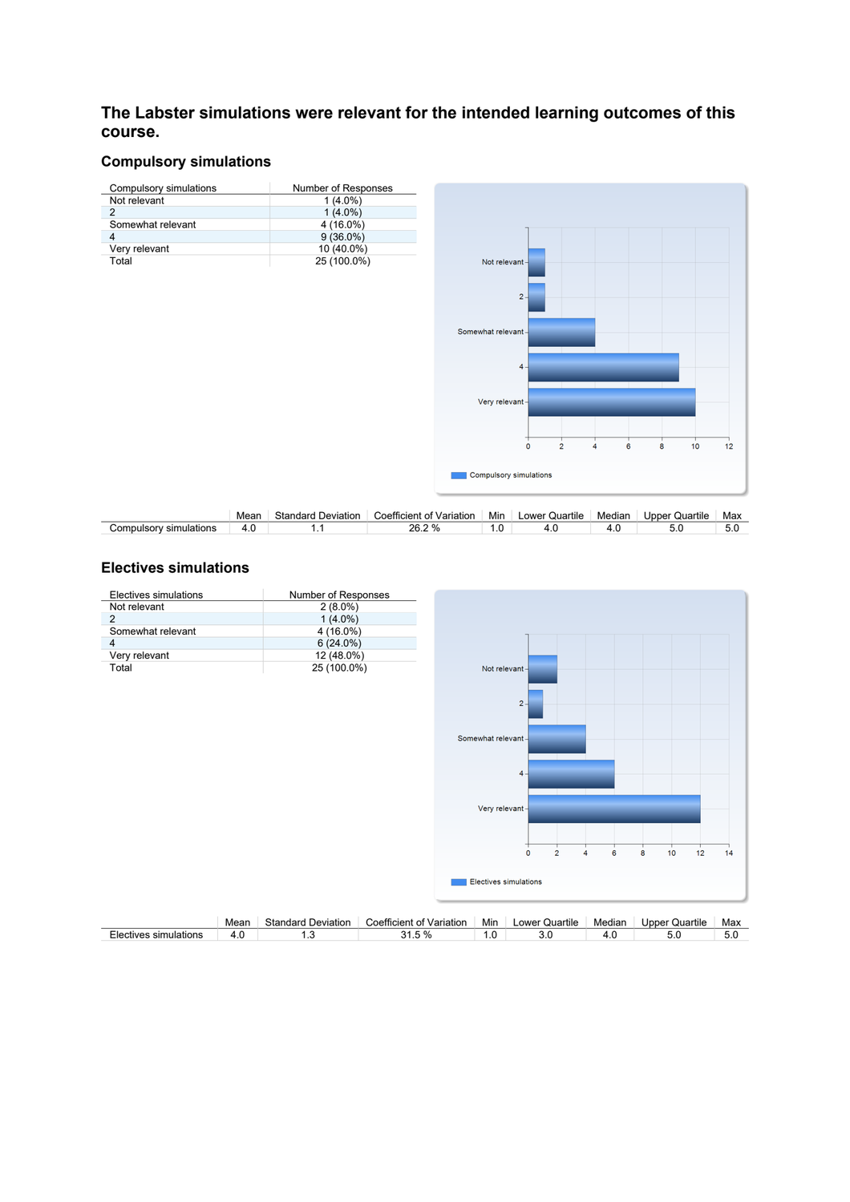# The Labster simulations were relevant for the intended learning outcomes of this course.

## Compulsory simulations

| Compulsory simulations | Number of Responses |
|---|---|
| Not relevant | 1 (4.0%) |
| 2 | 1 (4.0%) |
| Somewhat relevant | 4 (16.0%) |
| 4 | 9 (36.0%) |
| Very relevant | 10 (40.0%) |
| Total | 25 (100.0%) |

| | Mean | Standard Deviation | Coefficient of Variation | Min | Lower Quartile | Median | Upper Quartile | Max |
|---|---|---|---|---|---|---|---|---|
| Compulsory simulations | 4.0 | 1.1 | 26.2 % | 1.0 | 4.0 | 4.0 | 5.0 | 5.0 |

## Electives simulations

| Electives simulations | Number of Responses |
|---|---|
| Not relevant | 2 (8.0%) |
| 2 | 1 (4.0%) |
| Somewhat relevant | 4 (16.0%) |
| 4 | 6 (24.0%) |
| Very relevant | 12 (48.0%) |
| Total | 25 (100.0%) |

| | Mean | Standard Deviation | Coefficient of Variation | Min | Lower Quartile | Median | Upper Quartile | Max |
|---|---|---|---|---|---|---|---|---|
| Electives simulations | 4.0 | 1.3 | 31.5 % | 1.0 | 3.0 | 4.0 | 5.0 | 5.0 |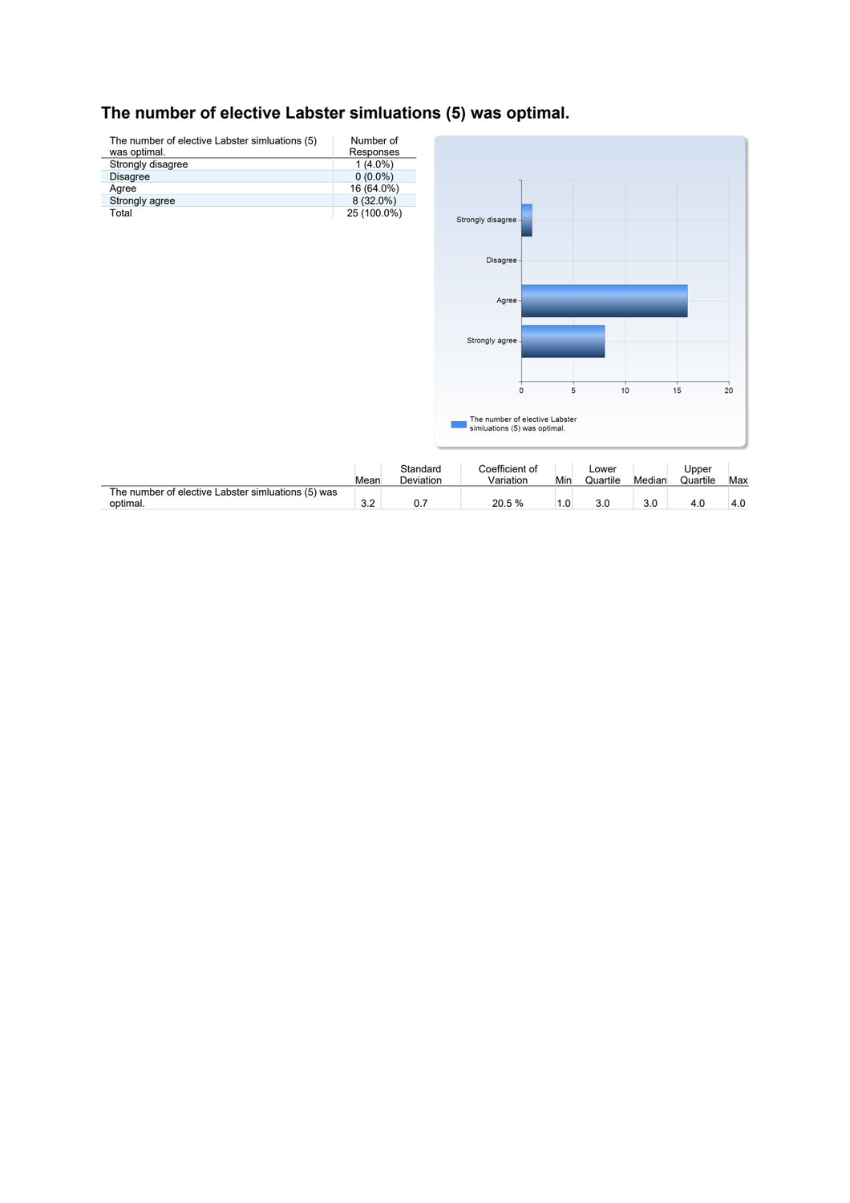# The number of elective Labster simluations (5) was optimal.

| The number of elective Labster simluations (5) was optimal. | Number of Responses |
|---|---|
| Strongly disagree | 1 (4.0%) |
| Disagree | 0 (0.0%) |
| Agree | 16 (64.0%) |
| Strongly agree | 8 (32.0%) |
| Total | 25 (100.0%) |

| | Mean | Standard Deviation | Coefficient of Variation | Min | Lower Quartile | Median | Upper Quartile | Max |
|---|---|---|---|---|---|---|---|---|
| The number of elective Labster simluations (5) was optimal. | 3.2 | 0.7 | 20.5 % | 1.0 | 3.0 | 3.0 | 4.0 | 4.0 |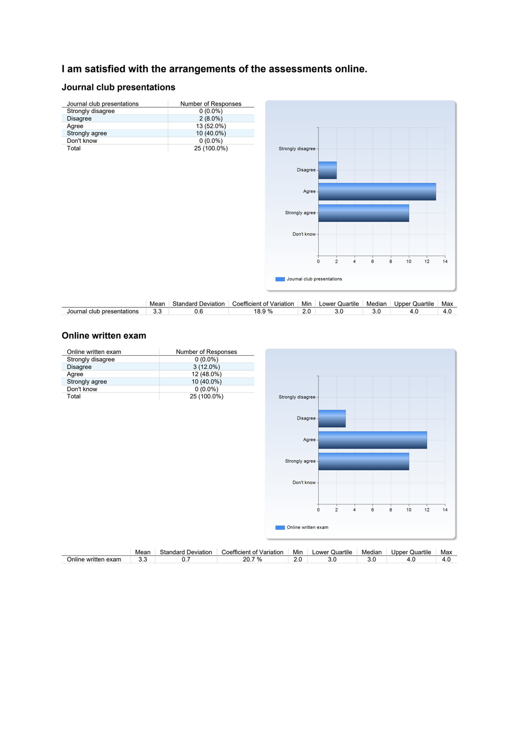# I am satisfied with the arrangements of the assessments online.

## Journal club presentations

| Journal club presentations | Number of Responses |
|---|---|
| Strongly disagree | 0 (0.0%) |
| Disagree | 2 (8.0%) |
| Agree | 13 (52.0%) |
| Strongly agree | 10 (40.0%) |
| Don't know | 0 (0.0%) |
| Total | 25 (100.0%) |

| | Mean | Standard Deviation | Coefficient of Variation | Min | Lower Quartile | Median | Upper Quartile | Max |
|---|---|---|---|---|---|---|---|---|
| Journal club presentations | 3.3 | 0.6 | 18.9 % | 2.0 | 3.0 | 3.0 | 4.0 | 4.0 |

## Online written exam

| Online written exam | Number of Responses |
|---|---|
| Strongly disagree | 0 (0.0%) |
| Disagree | 3 (12.0%) |
| Agree | 12 (48.0%) |
| Strongly agree | 10 (40.0%) |
| Don't know | 0 (0.0%) |
| Total | 25 (100.0%) |

| | Mean | Standard Deviation | Coefficient of Variation | Min | Lower Quartile | Median | Upper Quartile | Max |
|---|---|---|---|---|---|---|---|---|
| Online written exam | 3.3 | 0.7 | 20.7 % | 2.0 | 3.0 | 3.0 | 4.0 | 4.0 |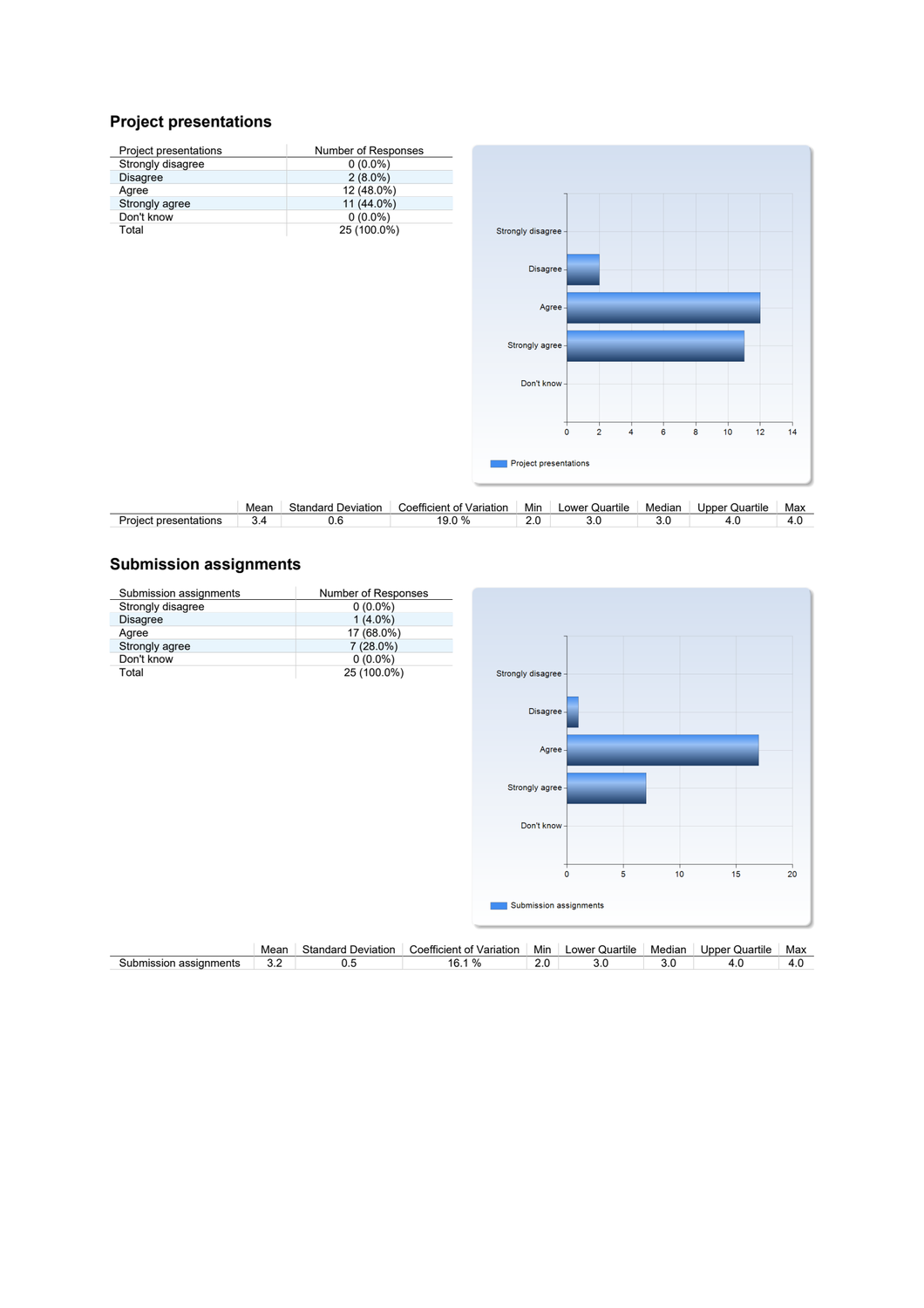## Project presentations

| Project presentations | Number of Responses |
|---|---|
| Strongly disagree | 0 (0.0%) |
| Disagree | 2 (8.0%) |
| Agree | 12 (48.0%) |
| Strongly agree | 11 (44.0%) |
| Don't know | 0 (0.0%) |
| Total | 25 (100.0%) |

| | Mean | Standard Deviation | Coefficient of Variation | Min | Lower Quartile | Median | Upper Quartile | Max |
|---|---|---|---|---|---|---|---|---|
| Project presentations | 3.4 | 0.6 | 19.0 % | 2.0 | 3.0 | 3.0 | 4.0 | 4.0 |

## Submission assignments

| Submission assignments | Number of Responses |
|---|---|
| Strongly disagree | 0 (0.0%) |
| Disagree | 1 (4.0%) |
| Agree | 17 (68.0%) |
| Strongly agree | 7 (28.0%) |
| Don't know | 0 (0.0%) |
| Total | 25 (100.0%) |

| | Mean | Standard Deviation | Coefficient of Variation | Min | Lower Quartile | Median | Upper Quartile | Max |
|---|---|---|---|---|---|---|---|---|
| Submission assignments | 3.2 | 0.5 | 16.1 % | 2.0 | 3.0 | 3.0 | 4.0 | 4.0 |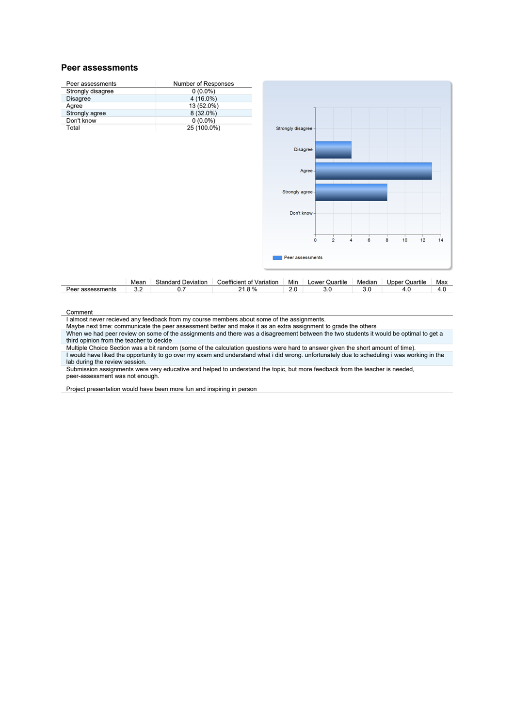## Peer assessments

| Peer assessments | Number of Responses |
|---|---|
| Strongly disagree | 0 (0.0%) |
| Disagree | 4 (16.0%) |
| Agree | 13 (52.0%) |
| Strongly agree | 8 (32.0%) |
| Don't know | 0 (0.0%) |
| Total | 25 (100.0%) |

Strongly disagree
Disagree
Agree
Strongly agree
Don't know
0 2 4 6 8 10 12 14
Peer assessments

| | Mean | Standard Deviation | Coefficient of Variation | Min | Lower Quartile | Median | Upper Quartile | Max |
|---|---|---|---|---|---|---|---|---|
| Peer assessments | 3.2 | 0.7 | 21.8 % | 2.0 | 3.0 | 3.0 | 4.0 | 4.0 |

| Comment |
|---|
| I almost never recieved any feedback from my course members about some of the assignments. Maybe next time: communicate the peer assessment better and make it as an extra assignment to grade the others |
| When we had peer review on some of the assignments and there was a disagreement between the two students it would be optimal to get a third opinion from the teacher to decide |
| Multiple Choice Section was a bit random (some of the calculation questions were hard to answer given the short amount of time). |
| I would have liked the opportunity to go over my exam and understand what i did wrong. unfortunately due to scheduling i was working in the lab during the review session. |
| Submission assignments were very educative and helped to understand the topic, but more feedback from the teacher is needed, peer-assessment was not enough. Project presentation would have been more fun and inspiring in person |